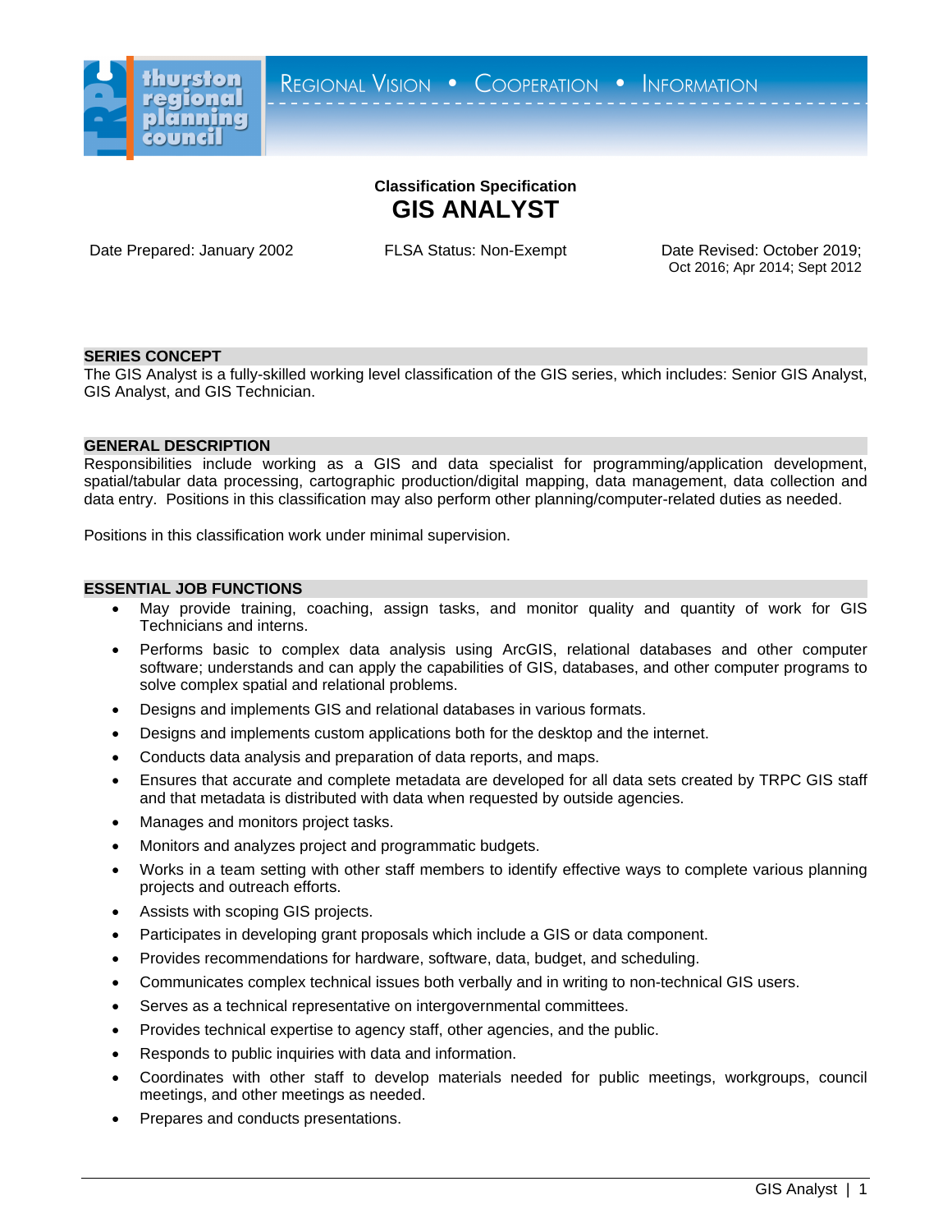thurston regional planning council

REGIONAL VISION • COOPERATION • INFORMATION

**Classification Specification**

# GIS ANALYST

Date Prepared: January 2002

FLSA Status: Non-Exempt

Date Revised: October 2019; Oct 2016; Apr 2014; Sept 2012

## SERIES CONCEPT

The GIS Analyst is a fully-skilled working level classification of the GIS series, which includes: Senior GIS Analyst, GIS Analyst, and GIS Technician.

## GENERAL DESCRIPTION

Responsibilities include working as a GIS and data specialist for programming/application development, spatial/tabular data processing, cartographic production/digital mapping, data management, data collection and data entry. Positions in this classification may also perform other planning/computer-related duties as needed.

Positions in this classification work under minimal supervision.

## ESSENTIAL JOB FUNCTIONS

- May provide training, coaching, assign tasks, and monitor quality and quantity of work for GIS Technicians and interns.
- Performs basic to complex data analysis using ArcGIS, relational databases and other computer software; understands and can apply the capabilities of GIS, databases, and other computer programs to solve complex spatial and relational problems.
- Designs and implements GIS and relational databases in various formats.
- Designs and implements custom applications both for the desktop and the internet.
- Conducts data analysis and preparation of data reports, and maps.
- Ensures that accurate and complete metadata are developed for all data sets created by TRPC GIS staff and that metadata is distributed with data when requested by outside agencies.
- Manages and monitors project tasks.
- Monitors and analyzes project and programmatic budgets.
- Works in a team setting with other staff members to identify effective ways to complete various planning projects and outreach efforts.
- Assists with scoping GIS projects.
- Participates in developing grant proposals which include a GIS or data component.
- Provides recommendations for hardware, software, data, budget, and scheduling.
- Communicates complex technical issues both verbally and in writing to non-technical GIS users.
- Serves as a technical representative on intergovernmental committees.
- Provides technical expertise to agency staff, other agencies, and the public.
- Responds to public inquiries with data and information.
- Coordinates with other staff to develop materials needed for public meetings, workgroups, council meetings, and other meetings as needed.
- Prepares and conducts presentations.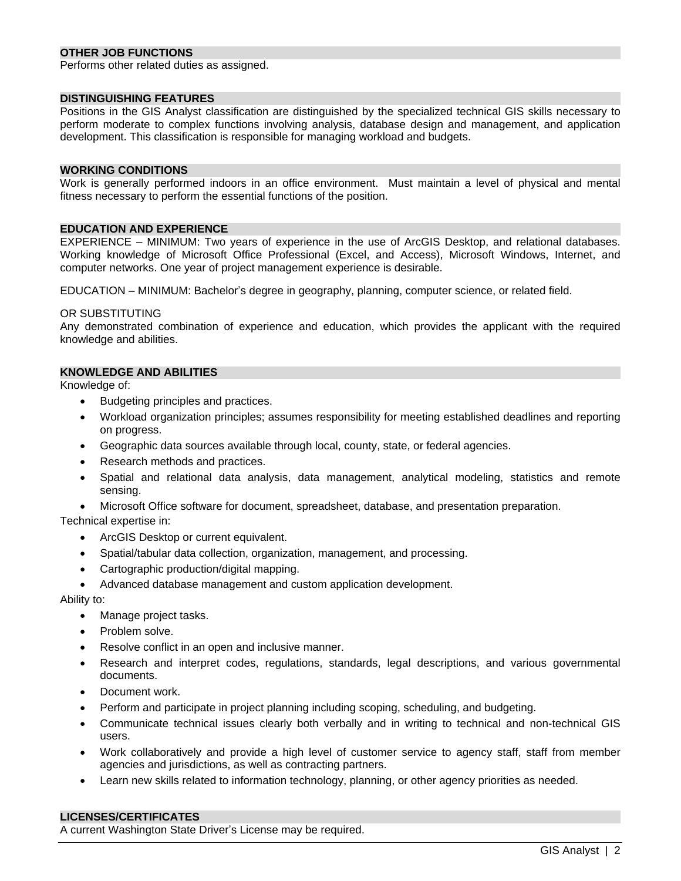## OTHER JOB FUNCTIONS

Performs other related duties as assigned.

## DISTINGUISHING FEATURES

Positions in the GIS Analyst classification are distinguished by the specialized technical GIS skills necessary to perform moderate to complex functions involving analysis, database design and management, and application development. This classification is responsible for managing workload and budgets.

## WORKING CONDITIONS

Work is generally performed indoors in an office environment. Must maintain a level of physical and mental fitness necessary to perform the essential functions of the position.

## EDUCATION AND EXPERIENCE

EXPERIENCE – MINIMUM: Two years of experience in the use of ArcGIS Desktop, and relational databases. Working knowledge of Microsoft Office Professional (Excel, and Access), Microsoft Windows, Internet, and computer networks. One year of project management experience is desirable.

EDUCATION – MINIMUM: Bachelor's degree in geography, planning, computer science, or related field.

OR SUBSTITUTING

Any demonstrated combination of experience and education, which provides the applicant with the required knowledge and abilities.

## KNOWLEDGE AND ABILITIES

Knowledge of:

- Budgeting principles and practices.
- Workload organization principles; assumes responsibility for meeting established deadlines and reporting on progress.
- Geographic data sources available through local, county, state, or federal agencies.
- Research methods and practices.
- Spatial and relational data analysis, data management, analytical modeling, statistics and remote sensing.
- Microsoft Office software for document, spreadsheet, database, and presentation preparation.

Technical expertise in:

- ArcGIS Desktop or current equivalent.
- Spatial/tabular data collection, organization, management, and processing.
- Cartographic production/digital mapping.
- Advanced database management and custom application development.

Ability to:

- Manage project tasks.
- Problem solve.
- Resolve conflict in an open and inclusive manner.
- Research and interpret codes, regulations, standards, legal descriptions, and various governmental documents.
- Document work.
- Perform and participate in project planning including scoping, scheduling, and budgeting.
- Communicate technical issues clearly both verbally and in writing to technical and non-technical GIS users.
- Work collaboratively and provide a high level of customer service to agency staff, staff from member agencies and jurisdictions, as well as contracting partners.
- Learn new skills related to information technology, planning, or other agency priorities as needed.

## LICENSES/CERTIFICATES

A current Washington State Driver's License may be required.